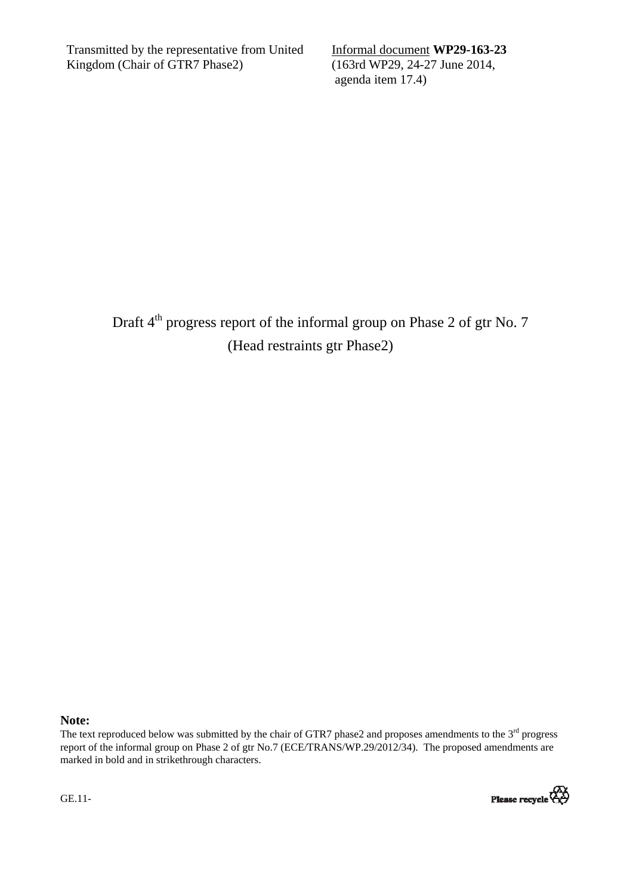Transmitted by the representative from United Kingdom (Chair of GTR7 Phase2)

Informal document **WP29-163-23**
(163rd WP29, 24-27 June 2014, agenda item 17.4)

# Draft 4th progress report of the informal group on Phase 2 of gtr No. 7 (Head restraints gtr Phase2)

**Note:**
The text reproduced below was submitted by the chair of GTR7 phase2 and proposes amendments to the 3rd progress report of the informal group on Phase 2 of gtr No.7 (ECE/TRANS/WP.29/2012/34). The proposed amendments are marked in bold and in strikethrough characters.

GE.11-

Please recycle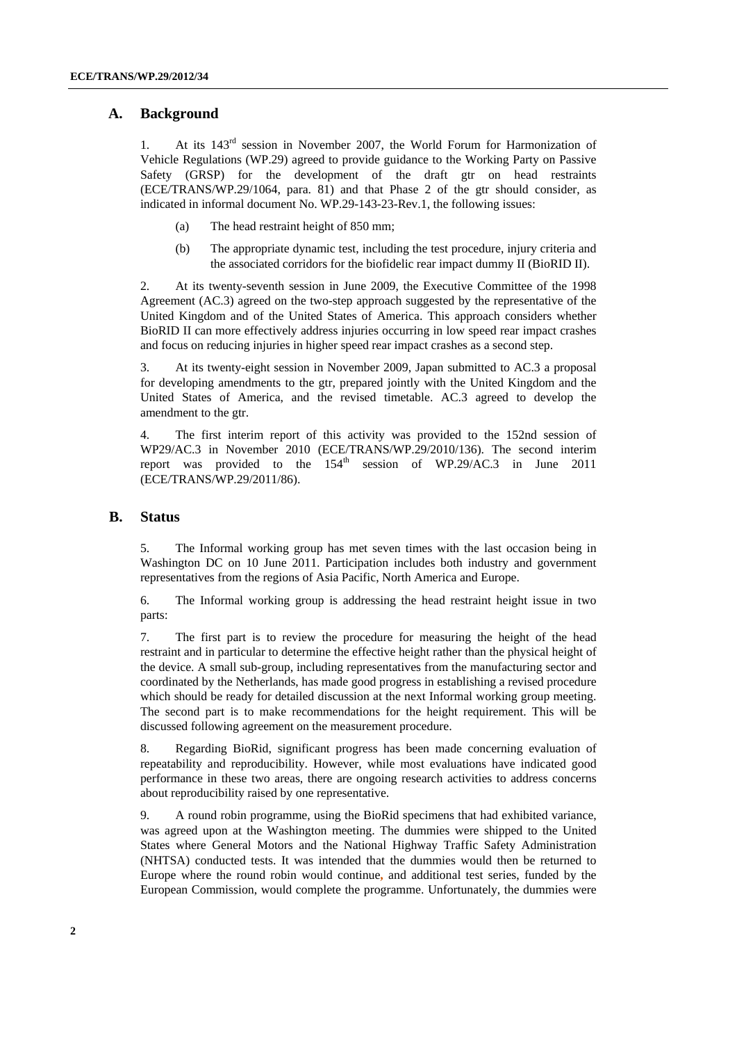## A. Background

1. At its 143rd session in November 2007, the World Forum for Harmonization of Vehicle Regulations (WP.29) agreed to provide guidance to the Working Party on Passive Safety (GRSP) for the development of the draft gtr on head restraints (ECE/TRANS/WP.29/1064, para. 81) and that Phase 2 of the gtr should consider, as indicated in informal document No. WP.29-143-23-Rev.1, the following issues:

   (a) The head restraint height of 850 mm;

   (b) The appropriate dynamic test, including the test procedure, injury criteria and the associated corridors for the biofidelic rear impact dummy II (BioRID II).

2. At its twenty-seventh session in June 2009, the Executive Committee of the 1998 Agreement (AC.3) agreed on the two-step approach suggested by the representative of the United Kingdom and of the United States of America. This approach considers whether BioRID II can more effectively address injuries occurring in low speed rear impact crashes and focus on reducing injuries in higher speed rear impact crashes as a second step.

3. At its twenty-eight session in November 2009, Japan submitted to AC.3 a proposal for developing amendments to the gtr, prepared jointly with the United Kingdom and the United States of America, and the revised timetable. AC.3 agreed to develop the amendment to the gtr.

4. The first interim report of this activity was provided to the 152nd session of WP29/AC.3 in November 2010 (ECE/TRANS/WP.29/2010/136). The second interim report was provided to the 154th session of WP.29/AC.3 in June 2011 (ECE/TRANS/WP.29/2011/86).

## B. Status

5. The Informal working group has met seven times with the last occasion being in Washington DC on 10 June 2011. Participation includes both industry and government representatives from the regions of Asia Pacific, North America and Europe.

6. The Informal working group is addressing the head restraint height issue in two parts:

7. The first part is to review the procedure for measuring the height of the head restraint and in particular to determine the effective height rather than the physical height of the device. A small sub-group, including representatives from the manufacturing sector and coordinated by the Netherlands, has made good progress in establishing a revised procedure which should be ready for detailed discussion at the next Informal working group meeting. The second part is to make recommendations for the height requirement. This will be discussed following agreement on the measurement procedure.

8. Regarding BioRid, significant progress has been made concerning evaluation of repeatability and reproducibility. However, while most evaluations have indicated good performance in these two areas, there are ongoing research activities to address concerns about reproducibility raised by one representative.

9. A round robin programme, using the BioRid specimens that had exhibited variance, was agreed upon at the Washington meeting. The dummies were shipped to the United States where General Motors and the National Highway Traffic Safety Administration (NHTSA) conducted tests. It was intended that the dummies would then be returned to Europe where the round robin would continue, and additional test series, funded by the European Commission, would complete the programme. Unfortunately, the dummies were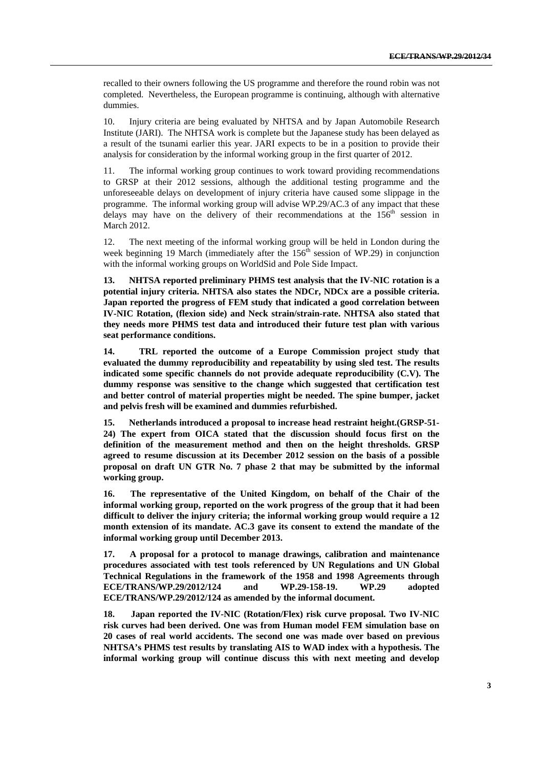recalled to their owners following the US programme and therefore the round robin was not completed. Nevertheless, the European programme is continuing, although with alternative dummies.

10. Injury criteria are being evaluated by NHTSA and by Japan Automobile Research Institute (JARI). The NHTSA work is complete but the Japanese study has been delayed as a result of the tsunami earlier this year. JARI expects to be in a position to provide their analysis for consideration by the informal working group in the first quarter of 2012.

11. The informal working group continues to work toward providing recommendations to GRSP at their 2012 sessions, although the additional testing programme and the unforeseeable delays on development of injury criteria have caused some slippage in the programme. The informal working group will advise WP.29/AC.3 of any impact that these delays may have on the delivery of their recommendations at the 156th session in March 2012.

12. The next meeting of the informal working group will be held in London during the week beginning 19 March (immediately after the 156th session of WP.29) in conjunction with the informal working groups on WorldSid and Pole Side Impact.

**13. NHTSA reported preliminary PHMS test analysis that the IV-NIC rotation is a potential injury criteria. NHTSA also states the NDCr, NDCx are a possible criteria. Japan reported the progress of FEM study that indicated a good correlation between IV-NIC Rotation, (flexion side) and Neck strain/strain-rate. NHTSA also stated that they needs more PHMS test data and introduced their future test plan with various seat performance conditions.**

**14. TRL reported the outcome of a Europe Commission project study that evaluated the dummy reproducibility and repeatability by using sled test. The results indicated some specific channels do not provide adequate reproducibility (C.V). The dummy response was sensitive to the change which suggested that certification test and better control of material properties might be needed. The spine bumper, jacket and pelvis fresh will be examined and dummies refurbished.**

**15. Netherlands introduced a proposal to increase head restraint height.(GRSP-51-24) The expert from OICA stated that the discussion should focus first on the definition of the measurement method and then on the height thresholds. GRSP agreed to resume discussion at its December 2012 session on the basis of a possible proposal on draft UN GTR No. 7 phase 2 that may be submitted by the informal working group.**

**16. The representative of the United Kingdom, on behalf of the Chair of the informal working group, reported on the work progress of the group that it had been difficult to deliver the injury criteria; the informal working group would require a 12 month extension of its mandate. AC.3 gave its consent to extend the mandate of the informal working group until December 2013.**

**17. A proposal for a protocol to manage drawings, calibration and maintenance procedures associated with test tools referenced by UN Regulations and UN Global Technical Regulations in the framework of the 1958 and 1998 Agreements through ECE/TRANS/WP.29/2012/124 and WP.29-158-19. WP.29 adopted ECE/TRANS/WP.29/2012/124 as amended by the informal document.**

**18. Japan reported the IV-NIC (Rotation/Flex) risk curve proposal. Two IV-NIC risk curves had been derived. One was from Human model FEM simulation base on 20 cases of real world accidents. The second one was made over based on previous NHTSA's PHMS test results by translating AIS to WAD index with a hypothesis. The informal working group will continue discuss this with next meeting and develop**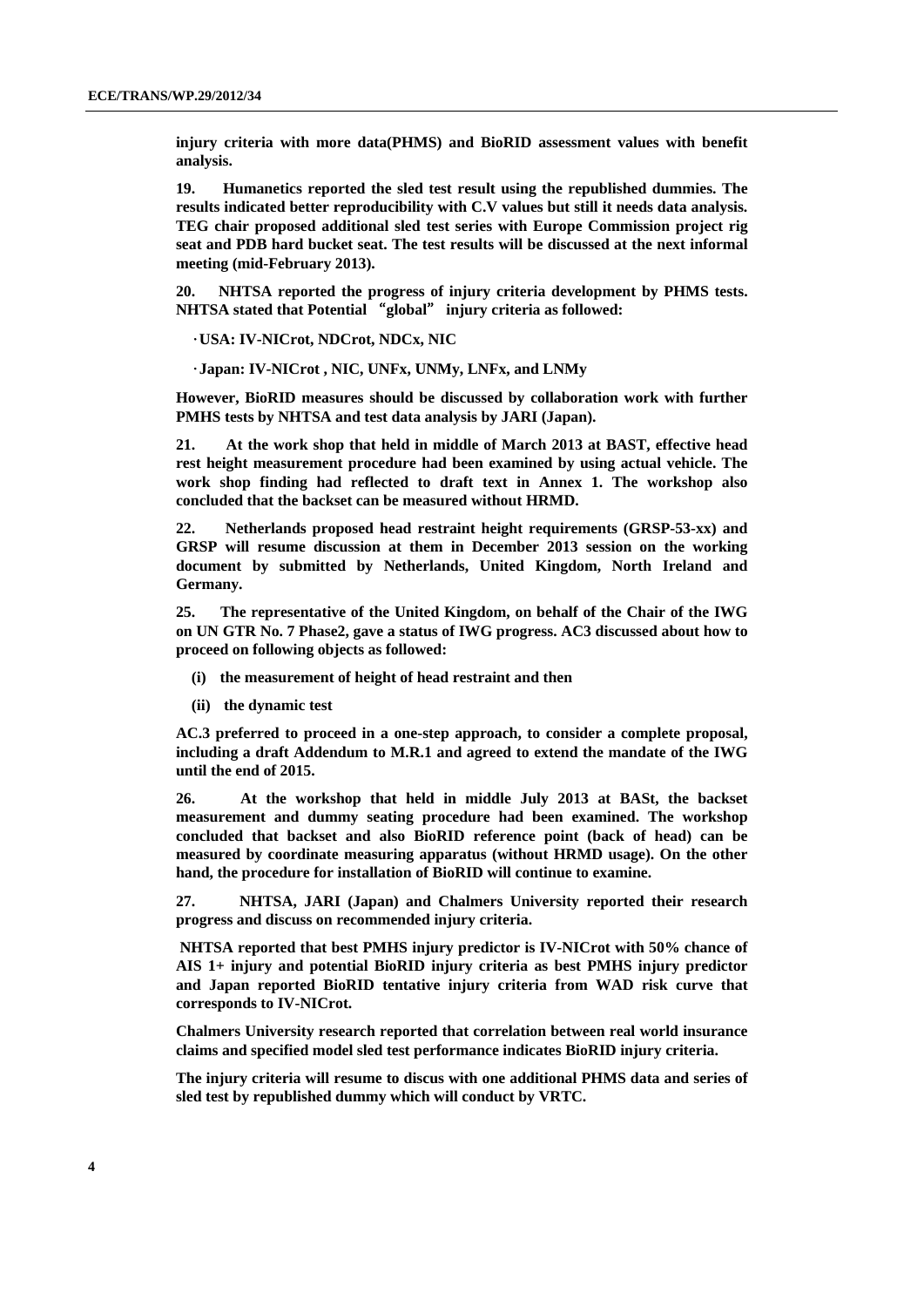**injury criteria with more data(PHMS) and BioRID assessment values with benefit analysis.**

**19. Humanetics reported the sled test result using the republished dummies. The results indicated better reproducibility with C.V values but still it needs data analysis. TEG chair proposed additional sled test series with Europe Commission project rig seat and PDB hard bucket seat. The test results will be discussed at the next informal meeting (mid-February 2013).**

**20. NHTSA reported the progress of injury criteria development by PHMS tests. NHTSA stated that Potential "global" injury criteria as followed:**

**· USA: IV-NICrot, NDCrot, NDCx, NIC**

**· Japan: IV-NICrot , NIC, UNFx, UNMy, LNFx, and LNMy**

**However, BioRID measures should be discussed by collaboration work with further PMHS tests by NHTSA and test data analysis by JARI (Japan).**

**21. At the work shop that held in middle of March 2013 at BAST, effective head rest height measurement procedure had been examined by using actual vehicle. The work shop finding had reflected to draft text in Annex 1. The workshop also concluded that the backset can be measured without HRMD.**

**22. Netherlands proposed head restraint height requirements (GRSP-53-xx) and GRSP will resume discussion at them in December 2013 session on the working document by submitted by Netherlands, United Kingdom, North Ireland and Germany.**

**25. The representative of the United Kingdom, on behalf of the Chair of the IWG on UN GTR No. 7 Phase2, gave a status of IWG progress. AC3 discussed about how to proceed on following objects as followed:**

**(i) the measurement of height of head restraint and then**

**(ii) the dynamic test**

**AC.3 preferred to proceed in a one-step approach, to consider a complete proposal, including a draft Addendum to M.R.1 and agreed to extend the mandate of the IWG until the end of 2015.**

**26. At the workshop that held in middle July 2013 at BASt, the backset measurement and dummy seating procedure had been examined. The workshop concluded that backset and also BioRID reference point (back of head) can be measured by coordinate measuring apparatus (without HRMD usage). On the other hand, the procedure for installation of BioRID will continue to examine.**

**27. NHTSA, JARI (Japan) and Chalmers University reported their research progress and discuss on recommended injury criteria.**

**NHTSA reported that best PMHS injury predictor is IV-NICrot with 50% chance of AIS 1+ injury and potential BioRID injury criteria as best PMHS injury predictor and Japan reported BioRID tentative injury criteria from WAD risk curve that corresponds to IV-NICrot.**

**Chalmers University research reported that correlation between real world insurance claims and specified model sled test performance indicates BioRID injury criteria.**

**The injury criteria will resume to discus with one additional PHMS data and series of sled test by republished dummy which will conduct by VRTC.**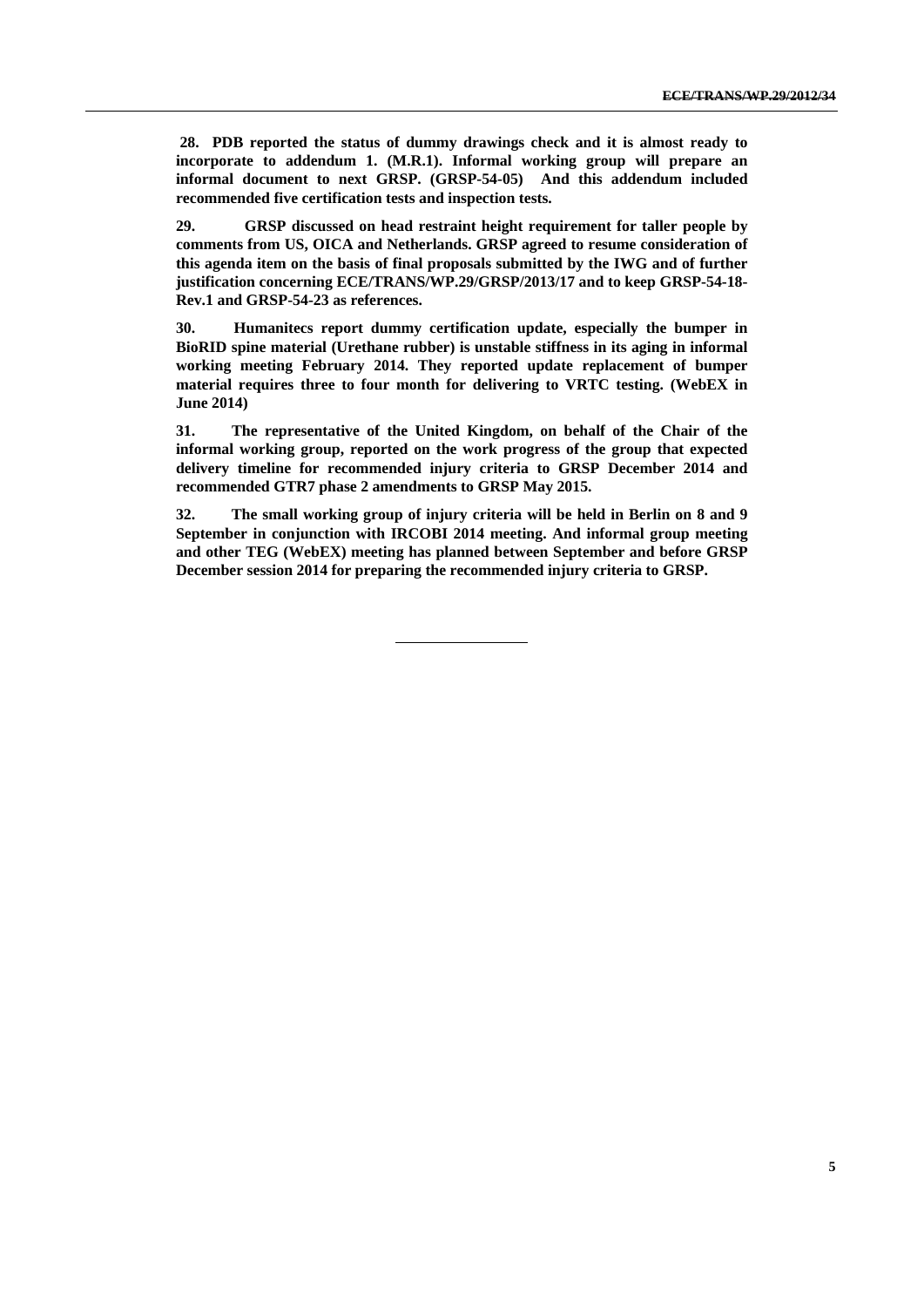**28. PDB reported the status of dummy drawings check and it is almost ready to incorporate to addendum 1. (M.R.1). Informal working group will prepare an informal document to next GRSP. (GRSP-54-05) And this addendum included recommended five certification tests and inspection tests.**

**29. GRSP discussed on head restraint height requirement for taller people by comments from US, OICA and Netherlands. GRSP agreed to resume consideration of this agenda item on the basis of final proposals submitted by the IWG and of further justification concerning ECE/TRANS/WP.29/GRSP/2013/17 and to keep GRSP-54-18-Rev.1 and GRSP-54-23 as references.**

**30. Humanitecs report dummy certification update, especially the bumper in BioRID spine material (Urethane rubber) is unstable stiffness in its aging in informal working meeting February 2014. They reported update replacement of bumper material requires three to four month for delivering to VRTC testing. (WebEX in June 2014)**

**31. The representative of the United Kingdom, on behalf of the Chair of the informal working group, reported on the work progress of the group that expected delivery timeline for recommended injury criteria to GRSP December 2014 and recommended GTR7 phase 2 amendments to GRSP May 2015.**

**32. The small working group of injury criteria will be held in Berlin on 8 and 9 September in conjunction with IRCOBI 2014 meeting. And informal group meeting and other TEG (WebEX) meeting has planned between September and before GRSP December session 2014 for preparing the recommended injury criteria to GRSP.**